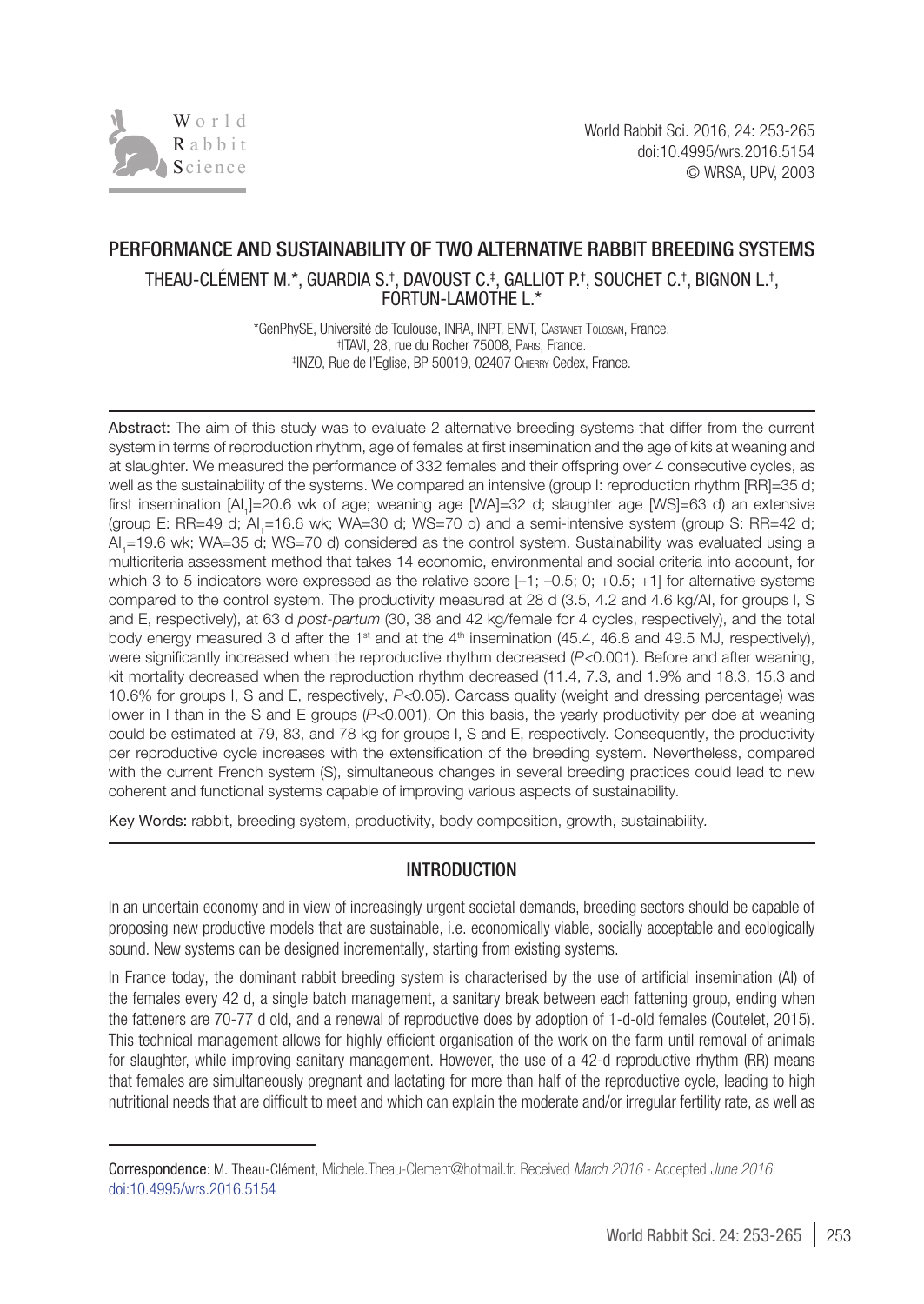# PERFORMANCE AND SUSTAINABILITY OF TWO ALTERNATIVE RABBIT BREEDING SYSTEMS

THEAU-CLÉMENT M.*, GUARDIA S.[†], DAVOUST C.[‡], GALLIOT P.[†], SOUCHET C.[†], BIGNON L.[†], FORTUN-LAMOTHE L.*

*GenPhySE, Université de Toulouse, INRA, INPT, ENVT, Castanet Tolosan, France.
[†]ITAVI, 28, rue du Rocher 75008, Paris, France.
[‡]INZO, Rue de l'Eglise, BP 50019, 02407 Chierry Cedex, France.

**Abstract:** The aim of this study was to evaluate 2 alternative breeding systems that differ from the current system in terms of reproduction rhythm, age of females at first insemination and the age of kits at weaning and at slaughter. We measured the performance of 332 females and their offspring over 4 consecutive cycles, as well as the sustainability of the systems. We compared an intensive (group I: reproduction rhythm [RR]=35 d; first insemination [$AI_1$]=20.6 wk of age; weaning age [WA]=32 d; slaughter age [WS]=63 d) an extensive (group E: RR=49 d; $AI_1$=16.6 wk; WA=30 d; WS=70 d) and a semi-intensive system (group S: RR=42 d; $AI_1$=19.6 wk; WA=35 d; WS=70 d) considered as the control system. Sustainability was evaluated using a multicriteria assessment method that takes 14 economic, environmental and social criteria into account, for which 3 to 5 indicators were expressed as the relative score [–1; –0.5; 0; +0.5; +1] for alternative systems compared to the control system. The productivity measured at 28 d (3.5, 4.2 and 4.6 kg/AI, for groups I, S and E, respectively), at 63 d *post-partum* (30, 38 and 42 kg/female for 4 cycles, respectively), and the total body energy measured 3 d after the 1st and at the 4th insemination (45.4, 46.8 and 49.5 MJ, respectively), were significantly increased when the reproductive rhythm decreased ($P<0.001$). Before and after weaning, kit mortality decreased when the reproduction rhythm decreased (11.4, 7.3, and 1.9% and 18.3, 15.3 and 10.6% for groups I, S and E, respectively, $P<0.05$). Carcass quality (weight and dressing percentage) was lower in I than in the S and E groups ($P<0.001$). On this basis, the yearly productivity per doe at weaning could be estimated at 79, 83, and 78 kg for groups I, S and E, respectively. Consequently, the productivity per reproductive cycle increases with the extensification of the breeding system. Nevertheless, compared with the current French system (S), simultaneous changes in several breeding practices could lead to new coherent and functional systems capable of improving various aspects of sustainability.

**Key Words:** rabbit, breeding system, productivity, body composition, growth, sustainability.

## INTRODUCTION

In an uncertain economy and in view of increasingly urgent societal demands, breeding sectors should be capable of proposing new productive models that are sustainable, i.e. economically viable, socially acceptable and ecologically sound. New systems can be designed incrementally, starting from existing systems.

In France today, the dominant rabbit breeding system is characterised by the use of artificial insemination (AI) of the females every 42 d, a single batch management, a sanitary break between each fattening group, ending when the fatteners are 70-77 d old, and a renewal of reproductive does by adoption of 1-d-old females (Coutelet, 2015). This technical management allows for highly efficient organisation of the work on the farm until removal of animals for slaughter, while improving sanitary management. However, the use of a 42-d reproductive rhythm (RR) means that females are simultaneously pregnant and lactating for more than half of the reproductive cycle, leading to high nutritional needs that are difficult to meet and which can explain the moderate and/or irregular fertility rate, as well as

Correspondence: M. Theau-Clément, Michele.Theau-Clement@hotmail.fr. Received *March 2016* - Accepted *June 2016*.
doi:10.4995/wrs.2016.5154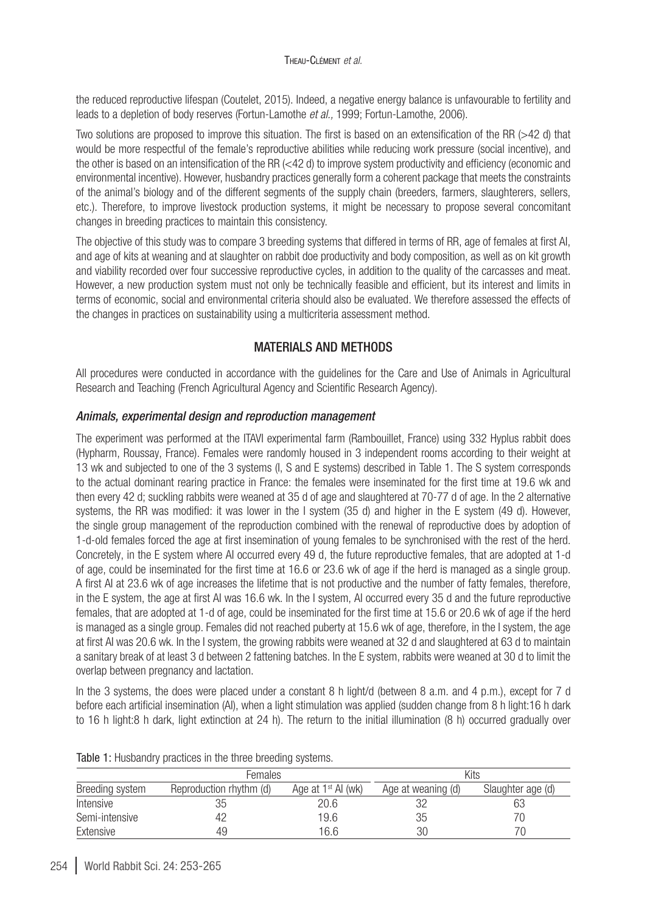the reduced reproductive lifespan (Coutelet, 2015). Indeed, a negative energy balance is unfavourable to fertility and leads to a depletion of body reserves (Fortun-Lamothe *et al.,* 1999; Fortun-Lamothe, 2006).

Two solutions are proposed to improve this situation. The first is based on an extensification of the RR (>42 d) that would be more respectful of the female's reproductive abilities while reducing work pressure (social incentive), and the other is based on an intensification of the RR (<42 d) to improve system productivity and efficiency (economic and environmental incentive). However, husbandry practices generally form a coherent package that meets the constraints of the animal's biology and of the different segments of the supply chain (breeders, farmers, slaughterers, sellers, etc.). Therefore, to improve livestock production systems, it might be necessary to propose several concomitant changes in breeding practices to maintain this consistency.

The objective of this study was to compare 3 breeding systems that differed in terms of RR, age of females at first AI, and age of kits at weaning and at slaughter on rabbit doe productivity and body composition, as well as on kit growth and viability recorded over four successive reproductive cycles, in addition to the quality of the carcasses and meat. However, a new production system must not only be technically feasible and efficient, but its interest and limits in terms of economic, social and environmental criteria should also be evaluated. We therefore assessed the effects of the changes in practices on sustainability using a multicriteria assessment method.

## MATERIALS AND METHODS

All procedures were conducted in accordance with the guidelines for the Care and Use of Animals in Agricultural Research and Teaching (French Agricultural Agency and Scientific Research Agency).

### *Animals, experimental design and reproduction management*

The experiment was performed at the ITAVI experimental farm (Rambouillet, France) using 332 Hyplus rabbit does (Hypharm, Roussay, France). Females were randomly housed in 3 independent rooms according to their weight at 13 wk and subjected to one of the 3 systems (I, S and E systems) described in Table 1. The S system corresponds to the actual dominant rearing practice in France: the females were inseminated for the first time at 19.6 wk and then every 42 d; suckling rabbits were weaned at 35 d of age and slaughtered at 70-77 d of age. In the 2 alternative systems, the RR was modified: it was lower in the I system (35 d) and higher in the E system (49 d). However, the single group management of the reproduction combined with the renewal of reproductive does by adoption of 1-d-old females forced the age at first insemination of young females to be synchronised with the rest of the herd. Concretely, in the E system where AI occurred every 49 d, the future reproductive females, that are adopted at 1-d of age, could be inseminated for the first time at 16.6 or 23.6 wk of age if the herd is managed as a single group. A first AI at 23.6 wk of age increases the lifetime that is not productive and the number of fatty females, therefore, in the E system, the age at first AI was 16.6 wk. In the I system, AI occurred every 35 d and the future reproductive females, that are adopted at 1-d of age, could be inseminated for the first time at 15.6 or 20.6 wk of age if the herd is managed as a single group. Females did not reached puberty at 15.6 wk of age, therefore, in the I system, the age at first AI was 20.6 wk. In the I system, the growing rabbits were weaned at 32 d and slaughtered at 63 d to maintain a sanitary break of at least 3 d between 2 fattening batches. In the E system, rabbits were weaned at 30 d to limit the overlap between pregnancy and lactation.

In the 3 systems, the does were placed under a constant 8 h light/d (between 8 a.m. and 4 p.m.), except for 7 d before each artificial insemination (AI), when a light stimulation was applied (sudden change from 8 h light:16 h dark to 16 h light:8 h dark, light extinction at 24 h). The return to the initial illumination (8 h) occurred gradually over

Table 1: Husbandry practices in the three breeding systems.

| | Females | | Kits | |
|---|---|---|---|---|
| Breeding system | Reproduction rhythm (d) | Age at 1st AI (wk) | Age at weaning (d) | Slaughter age (d) |
| Intensive | 35 | 20.6 | 32 | 63 |
| Semi-intensive | 42 | 19.6 | 35 | 70 |
| Extensive | 49 | 16.6 | 30 | 70 |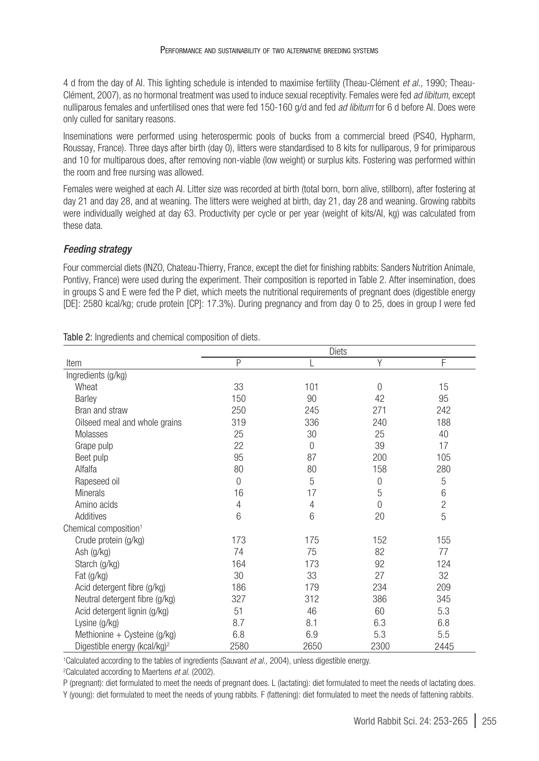4 d from the day of AI. This lighting schedule is intended to maximise fertility (Theau-Clément *et al.,* 1990; Theau-Clément, 2007), as no hormonal treatment was used to induce sexual receptivity. Females were fed *ad libitum,* except nulliparous females and unfertilised ones that were fed 150-160 g/d and fed *ad libitum* for 6 d before AI. Does were only culled for sanitary reasons.

Inseminations were performed using heterospermic pools of bucks from a commercial breed (PS40, Hypharm, Roussay, France). Three days after birth (day 0), litters were standardised to 8 kits for nulliparous, 9 for primiparous and 10 for multiparous does, after removing non-viable (low weight) or surplus kits. Fostering was performed within the room and free nursing was allowed.

Females were weighed at each AI. Litter size was recorded at birth (total born, born alive, stillborn), after fostering at day 21 and day 28, and at weaning. The litters were weighed at birth, day 21, day 28 and weaning. Growing rabbits were individually weighed at day 63. Productivity per cycle or per year (weight of kits/AI, kg) was calculated from these data.

### *Feeding strategy*

Four commercial diets (INZO, Chateau-Thierry, France, except the diet for finishing rabbits: Sanders Nutrition Animale, Pontivy, France) were used during the experiment. Their composition is reported in Table 2. After insemination, does in groups S and E were fed the P diet, which meets the nutritional requirements of pregnant does (digestible energy [DE]: 2580 kcal/kg; crude protein [CP]: 17.3%). During pregnancy and from day 0 to 25, does in group I were fed

**Table 2:** Ingredients and chemical composition of diets.

| | Diets | | | |
|---|---|---|---|---|
| Item | P | L | Y | F |
| Ingredients (g/kg) | | | | |
| Wheat | 33 | 101 | 0 | 15 |
| Barley | 150 | 90 | 42 | 95 |
| Bran and straw | 250 | 245 | 271 | 242 |
| Oilseed meal and whole grains | 319 | 336 | 240 | 188 |
| Molasses | 25 | 30 | 25 | 40 |
| Grape pulp | 22 | 0 | 39 | 17 |
| Beet pulp | 95 | 87 | 200 | 105 |
| Alfalfa | 80 | 80 | 158 | 280 |
| Rapeseed oil | 0 | 5 | 0 | 5 |
| Minerals | 16 | 17 | 5 | 6 |
| Amino acids | 4 | 4 | 0 | 2 |
| Additives | 6 | 6 | 20 | 5 |
| Chemical composition[1] | | | | |
| Crude protein (g/kg) | 173 | 175 | 152 | 155 |
| Ash (g/kg) | 74 | 75 | 82 | 77 |
| Starch (g/kg) | 164 | 173 | 92 | 124 |
| Fat (g/kg) | 30 | 33 | 27 | 32 |
| Acid detergent fibre (g/kg) | 186 | 179 | 234 | 209 |
| Neutral detergent fibre (g/kg) | 327 | 312 | 386 | 345 |
| Acid detergent lignin (g/kg) | 51 | 46 | 60 | 5.3 |
| Lysine (g/kg) | 8.7 | 8.1 | 6.3 | 6.8 |
| Methionine + Cysteine (g/kg) | 6.8 | 6.9 | 5.3 | 5.5 |
| Digestible energy (kcal/kg)[2] | 2580 | 2650 | 2300 | 2445 |

[1]Calculated according to the tables of ingredients (Sauvant *et al.,* 2004), unless digestible energy.

[2]Calculated according to Maertens *et al.* (2002).

P (pregnant): diet formulated to meet the needs of pregnant does. L (lactating): diet formulated to meet the needs of lactating does. Y (young): diet formulated to meet the needs of young rabbits. F (fattening): diet formulated to meet the needs of fattening rabbits.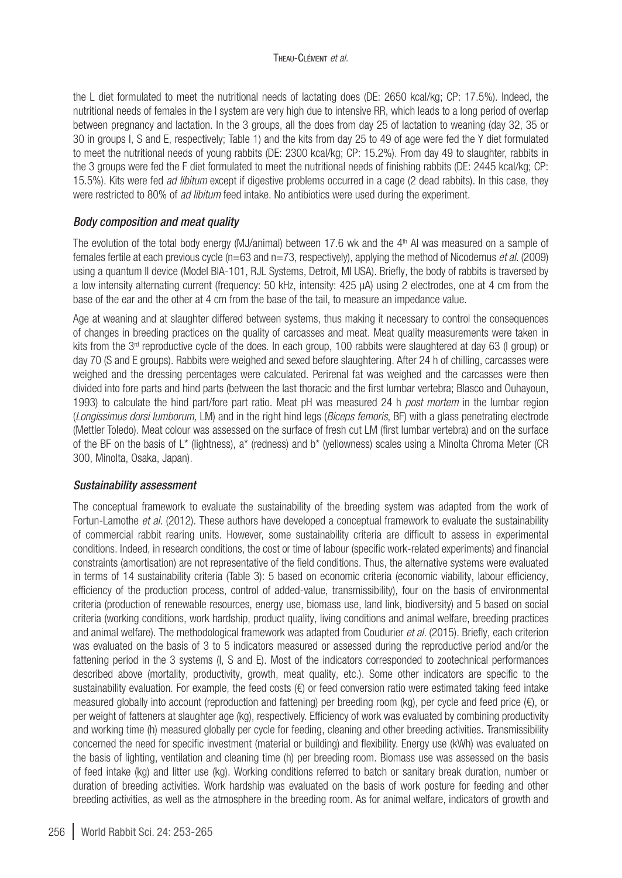the L diet formulated to meet the nutritional needs of lactating does (DE: 2650 kcal/kg; CP: 17.5%). Indeed, the nutritional needs of females in the I system are very high due to intensive RR, which leads to a long period of overlap between pregnancy and lactation. In the 3 groups, all the does from day 25 of lactation to weaning (day 32, 35 or 30 in groups I, S and E, respectively; Table 1) and the kits from day 25 to 49 of age were fed the Y diet formulated to meet the nutritional needs of young rabbits (DE: 2300 kcal/kg; CP: 15.2%). From day 49 to slaughter, rabbits in the 3 groups were fed the F diet formulated to meet the nutritional needs of finishing rabbits (DE: 2445 kcal/kg; CP: 15.5%). Kits were fed *ad libitum* except if digestive problems occurred in a cage (2 dead rabbits). In this case, they were restricted to 80% of *ad libitum* feed intake. No antibiotics were used during the experiment.

### *Body composition and meat quality*

The evolution of the total body energy (MJ/animal) between 17.6 wk and the 4th AI was measured on a sample of females fertile at each previous cycle (n=63 and n=73, respectively), applying the method of Nicodemus *et al.* (2009) using a quantum II device (Model BIA-101, RJL Systems, Detroit, MI USA). Briefly, the body of rabbits is traversed by a low intensity alternating current (frequency: 50 kHz, intensity: 425 µA) using 2 electrodes, one at 4 cm from the base of the ear and the other at 4 cm from the base of the tail, to measure an impedance value.

Age at weaning and at slaughter differed between systems, thus making it necessary to control the consequences of changes in breeding practices on the quality of carcasses and meat. Meat quality measurements were taken in kits from the 3rd reproductive cycle of the does. In each group, 100 rabbits were slaughtered at day 63 (I group) or day 70 (S and E groups). Rabbits were weighed and sexed before slaughtering. After 24 h of chilling, carcasses were weighed and the dressing percentages were calculated. Perirenal fat was weighed and the carcasses were then divided into fore parts and hind parts (between the last thoracic and the first lumbar vertebra; Blasco and Ouhayoun, 1993) to calculate the hind part/fore part ratio. Meat pH was measured 24 h *post mortem* in the lumbar region (*Longissimus dorsi lumborum,* LM) and in the right hind legs (*Biceps femoris*, BF) with a glass penetrating electrode (Mettler Toledo). Meat colour was assessed on the surface of fresh cut LM (first lumbar vertebra) and on the surface of the BF on the basis of L* (lightness), a* (redness) and b* (yellowness) scales using a Minolta Chroma Meter (CR 300, Minolta, Osaka, Japan).

### *Sustainability assessment*

The conceptual framework to evaluate the sustainability of the breeding system was adapted from the work of Fortun-Lamothe *et al.* (2012). These authors have developed a conceptual framework to evaluate the sustainability of commercial rabbit rearing units. However, some sustainability criteria are difficult to assess in experimental conditions. Indeed, in research conditions, the cost or time of labour (specific work-related experiments) and financial constraints (amortisation) are not representative of the field conditions. Thus, the alternative systems were evaluated in terms of 14 sustainability criteria (Table 3): 5 based on economic criteria (economic viability, labour efficiency, efficiency of the production process, control of added-value, transmissibility), four on the basis of environmental criteria (production of renewable resources, energy use, biomass use, land link, biodiversity) and 5 based on social criteria (working conditions, work hardship, product quality, living conditions and animal welfare, breeding practices and animal welfare). The methodological framework was adapted from Coudurier *et al.* (2015). Briefly, each criterion was evaluated on the basis of 3 to 5 indicators measured or assessed during the reproductive period and/or the fattening period in the 3 systems (I, S and E). Most of the indicators corresponded to zootechnical performances described above (mortality, productivity, growth, meat quality, etc.). Some other indicators are specific to the sustainability evaluation. For example, the feed costs (€) or feed conversion ratio were estimated taking feed intake measured globally into account (reproduction and fattening) per breeding room (kg), per cycle and feed price (€), or per weight of fatteners at slaughter age (kg), respectively. Efficiency of work was evaluated by combining productivity and working time (h) measured globally per cycle for feeding, cleaning and other breeding activities. Transmissibility concerned the need for specific investment (material or building) and flexibility. Energy use (kWh) was evaluated on the basis of lighting, ventilation and cleaning time (h) per breeding room. Biomass use was assessed on the basis of feed intake (kg) and litter use (kg). Working conditions referred to batch or sanitary break duration, number or duration of breeding activities. Work hardship was evaluated on the basis of work posture for feeding and other breeding activities, as well as the atmosphere in the breeding room. As for animal welfare, indicators of growth and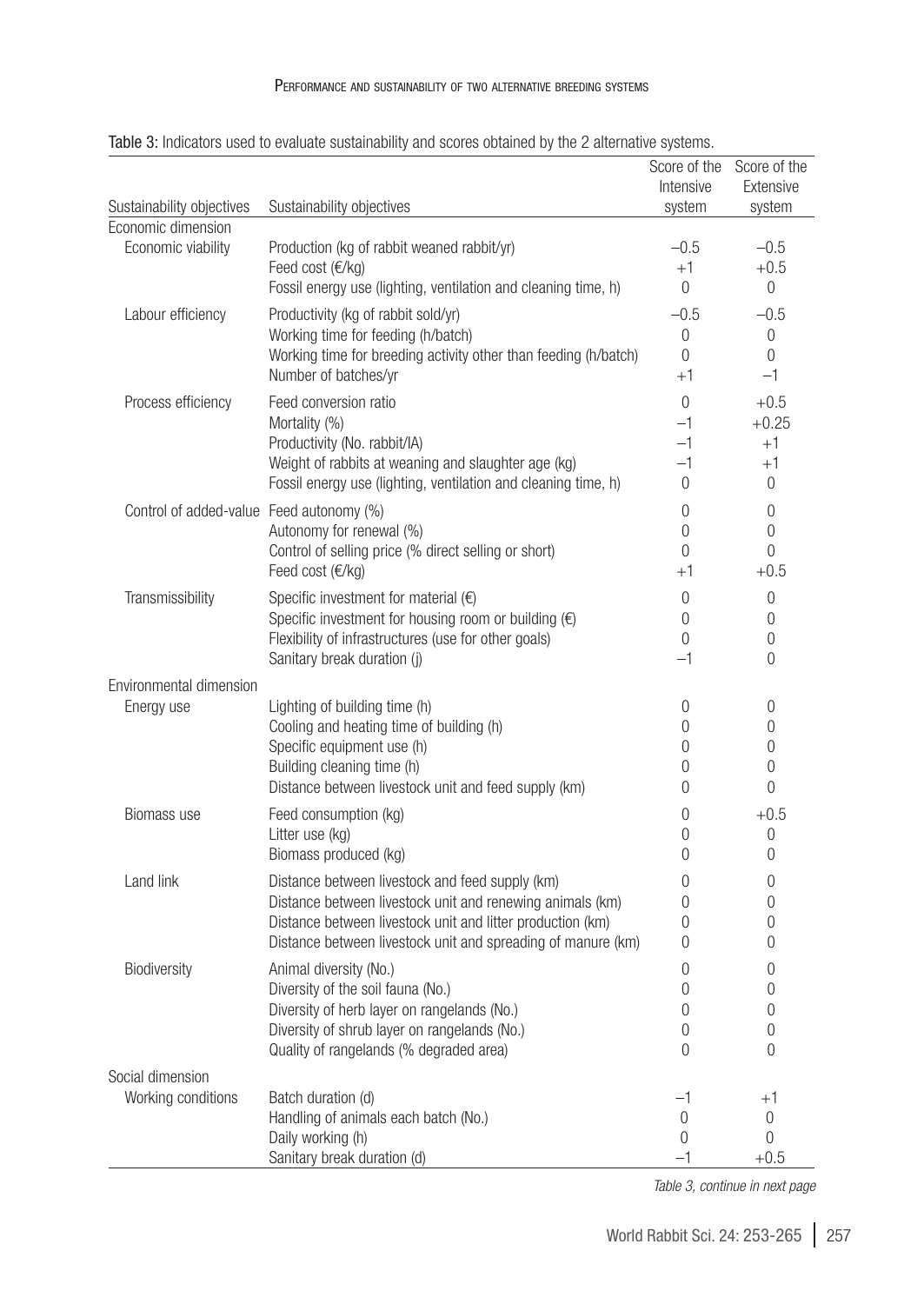Table 3: Indicators used to evaluate sustainability and scores obtained by the 2 alternative systems.

| Sustainability objectives | Sustainability objectives | Score of the Intensive system | Score of the Extensive system |
|---|---|---|---|
| Economic dimension | | | |
| Economic viability | Production (kg of rabbit weaned rabbit/yr) | −0.5 | −0.5 |
| | Feed cost (€/kg) | +1 | +0.5 |
| | Fossil energy use (lighting, ventilation and cleaning time, h) | 0 | 0 |
| Labour efficiency | Productivity (kg of rabbit sold/yr) | −0.5 | −0.5 |
| | Working time for feeding (h/batch) | 0 | 0 |
| | Working time for breeding activity other than feeding (h/batch) | 0 | 0 |
| | Number of batches/yr | +1 | −1 |
| Process efficiency | Feed conversion ratio | 0 | +0.5 |
| | Mortality (%) | −1 | +0.25 |
| | Productivity (No. rabbit/IA) | −1 | +1 |
| | Weight of rabbits at weaning and slaughter age (kg) | −1 | +1 |
| | Fossil energy use (lighting, ventilation and cleaning time, h) | 0 | 0 |
| Control of added-value | Feed autonomy (%) | 0 | 0 |
| | Autonomy for renewal (%) | 0 | 0 |
| | Control of selling price (% direct selling or short) | 0 | 0 |
| | Feed cost (€/kg) | +1 | +0.5 |
| Transmissibility | Specific investment for material (€) | 0 | 0 |
| | Specific investment for housing room or building (€) | 0 | 0 |
| | Flexibility of infrastructures (use for other goals) | 0 | 0 |
| | Sanitary break duration (j) | −1 | 0 |
| Environmental dimension | | | |
| Energy use | Lighting of building time (h) | 0 | 0 |
| | Cooling and heating time of building (h) | 0 | 0 |
| | Specific equipment use (h) | 0 | 0 |
| | Building cleaning time (h) | 0 | 0 |
| | Distance between livestock unit and feed supply (km) | 0 | 0 |
| Biomass use | Feed consumption (kg) | 0 | +0.5 |
| | Litter use (kg) | 0 | 0 |
| | Biomass produced (kg) | 0 | 0 |
| Land link | Distance between livestock and feed supply (km) | 0 | 0 |
| | Distance between livestock unit and renewing animals (km) | 0 | 0 |
| | Distance between livestock unit and litter production (km) | 0 | 0 |
| | Distance between livestock unit and spreading of manure (km) | 0 | 0 |
| Biodiversity | Animal diversity (No.) | 0 | 0 |
| | Diversity of the soil fauna (No.) | 0 | 0 |
| | Diversity of herb layer on rangelands (No.) | 0 | 0 |
| | Diversity of shrub layer on rangelands (No.) | 0 | 0 |
| | Quality of rangelands (% degraded area) | 0 | 0 |
| Social dimension | | | |
| Working conditions | Batch duration (d) | −1 | +1 |
| | Handling of animals each batch (No.) | 0 | 0 |
| | Daily working (h) | 0 | 0 |
| | Sanitary break duration (d) | −1 | +0.5 |

*Table 3, continue in next page*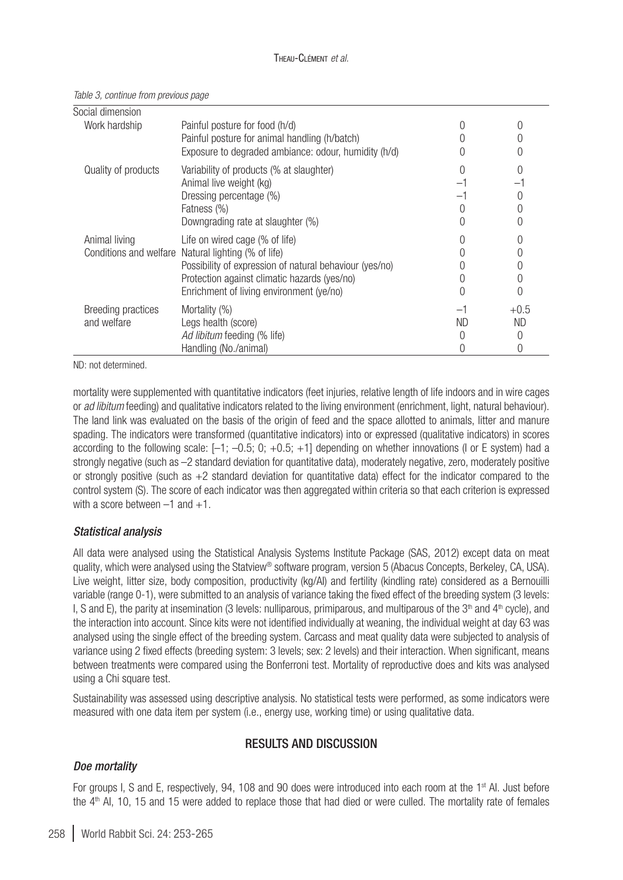*Table 3, continue from previous page*

| | | | |
|---|---|---|---|
| Social dimension | | | |
| Work hardship | Painful posture for food (h/d) | 0 | 0 |
| | Painful posture for animal handling (h/batch) | 0 | 0 |
| | Exposure to degraded ambiance: odour, humidity (h/d) | 0 | 0 |
| Quality of products | Variability of products (% at slaughter) | 0 | 0 |
| | Animal live weight (kg) | −1 | −1 |
| | Dressing percentage (%) | −1 | 0 |
| | Fatness (%) | 0 | 0 |
| | Downgrading rate at slaughter (%) | 0 | 0 |
| Animal living Conditions and welfare | Life on wired cage (% of life) | 0 | 0 |
| | Natural lighting (% of life) | 0 | 0 |
| | Possibility of expression of natural behaviour (yes/no) | 0 | 0 |
| | Protection against climatic hazards (yes/no) | 0 | 0 |
| | Enrichment of living environment (ye/no) | 0 | 0 |
| Breeding practices and welfare | Mortality (%) | −1 | +0.5 |
| | Legs health (score) | ND | ND |
| | *Ad libitum* feeding (% life) | 0 | 0 |
| | Handling (No./animal) | 0 | 0 |

ND: not determined.

mortality were supplemented with quantitative indicators (feet injuries, relative length of life indoors and in wire cages or *ad libitum* feeding) and qualitative indicators related to the living environment (enrichment, light, natural behaviour). The land link was evaluated on the basis of the origin of feed and the space allotted to animals, litter and manure spading. The indicators were transformed (quantitative indicators) into or expressed (qualitative indicators) in scores according to the following scale: [–1; –0.5; 0; +0.5; +1] depending on whether innovations (I or E system) had a strongly negative (such as –2 standard deviation for quantitative data), moderately negative, zero, moderately positive or strongly positive (such as +2 standard deviation for quantitative data) effect for the indicator compared to the control system (S). The score of each indicator was then aggregated within criteria so that each criterion is expressed with a score between –1 and +1.

### *Statistical analysis*

All data were analysed using the Statistical Analysis Systems Institute Package (SAS, 2012) except data on meat quality, which were analysed using the Statview® software program, version 5 (Abacus Concepts, Berkeley, CA, USA). Live weight, litter size, body composition, productivity (kg/AI) and fertility (kindling rate) considered as a Bernouilli variable (range 0-1), were submitted to an analysis of variance taking the fixed effect of the breeding system (3 levels: I, S and E), the parity at insemination (3 levels: nulliparous, primiparous, and multiparous of the 3rd and 4th cycle), and the interaction into account. Since kits were not identified individually at weaning, the individual weight at day 63 was analysed using the single effect of the breeding system. Carcass and meat quality data were subjected to analysis of variance using 2 fixed effects (breeding system: 3 levels; sex: 2 levels) and their interaction. When significant, means between treatments were compared using the Bonferroni test. Mortality of reproductive does and kits was analysed using a Chi square test.

Sustainability was assessed using descriptive analysis. No statistical tests were performed, as some indicators were measured with one data item per system (i.e., energy use, working time) or using qualitative data.

## RESULTS AND DISCUSSION

### *Doe mortality*

For groups I, S and E, respectively, 94, 108 and 90 does were introduced into each room at the 1st AI. Just before the 4th AI, 10, 15 and 15 were added to replace those that had died or were culled. The mortality rate of females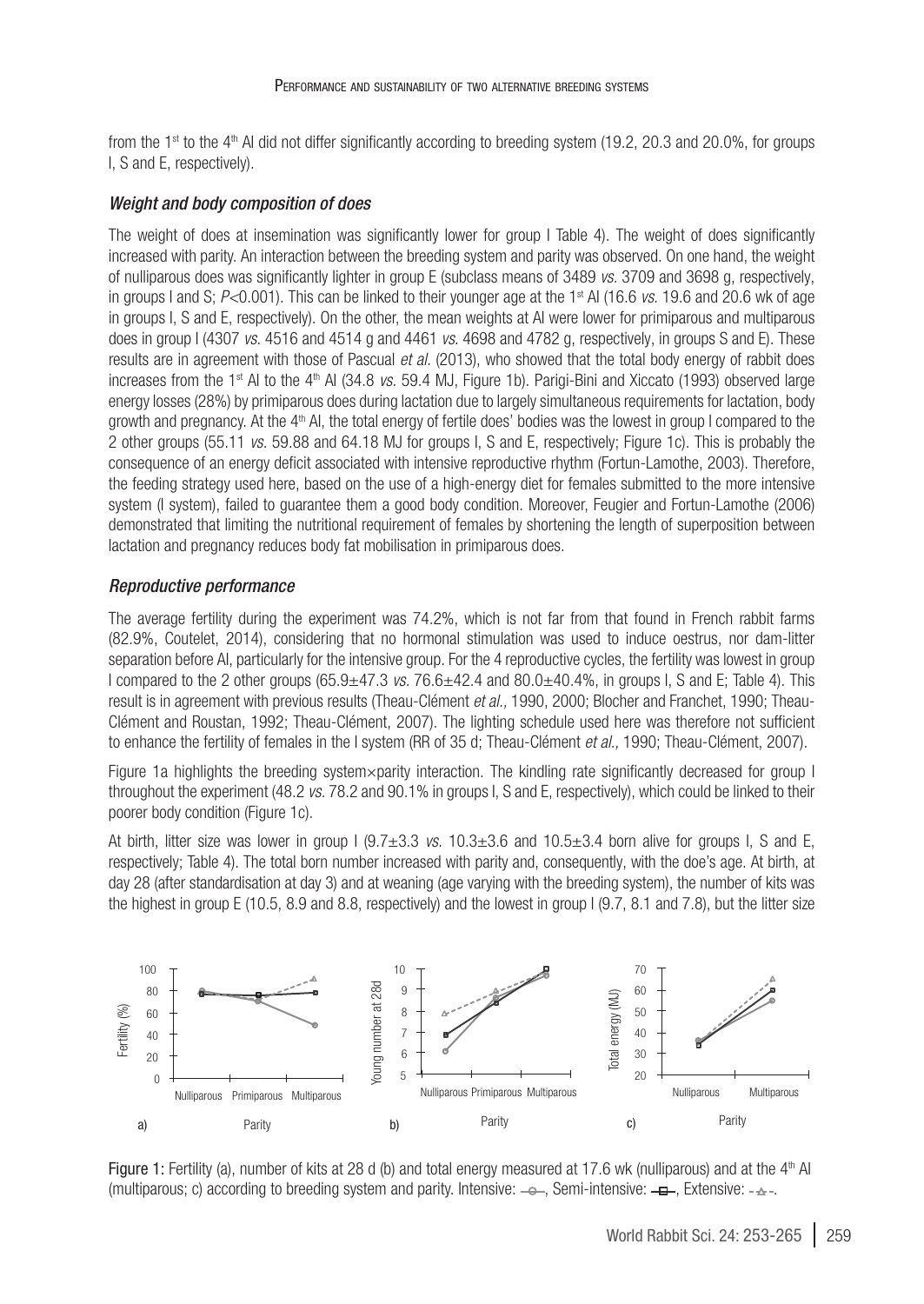from the 1st to the 4th AI did not differ significantly according to breeding system (19.2, 20.3 and 20.0%, for groups I, S and E, respectively).

### *Weight and body composition of does*

The weight of does at insemination was significantly lower for group I Table 4). The weight of does significantly increased with parity. An interaction between the breeding system and parity was observed. On one hand, the weight of nulliparous does was significantly lighter in group E (subclass means of 3489 *vs.* 3709 and 3698 g, respectively, in groups I and S; $P<0.001$). This can be linked to their younger age at the 1st AI (16.6 *vs.* 19.6 and 20.6 wk of age in groups I, S and E, respectively). On the other, the mean weights at AI were lower for primiparous and multiparous does in group I (4307 *vs.* 4516 and 4514 g and 4461 *vs.* 4698 and 4782 g, respectively, in groups S and E). These results are in agreement with those of Pascual *et al.* (2013), who showed that the total body energy of rabbit does increases from the 1st AI to the 4th AI (34.8 *vs.* 59.4 MJ, Figure 1b). Parigi-Bini and Xiccato (1993) observed large energy losses (28%) by primiparous does during lactation due to largely simultaneous requirements for lactation, body growth and pregnancy. At the 4th AI, the total energy of fertile does' bodies was the lowest in group I compared to the 2 other groups (55.11 *vs.* 59.88 and 64.18 MJ for groups I, S and E, respectively; Figure 1c). This is probably the consequence of an energy deficit associated with intensive reproductive rhythm (Fortun-Lamothe, 2003). Therefore, the feeding strategy used here, based on the use of a high-energy diet for females submitted to the more intensive system (I system), failed to guarantee them a good body condition. Moreover, Feugier and Fortun-Lamothe (2006) demonstrated that limiting the nutritional requirement of females by shortening the length of superposition between lactation and pregnancy reduces body fat mobilisation in primiparous does.

### *Reproductive performance*

The average fertility during the experiment was 74.2%, which is not far from that found in French rabbit farms (82.9%, Coutelet, 2014), considering that no hormonal stimulation was used to induce oestrus, nor dam-litter separation before AI, particularly for the intensive group. For the 4 reproductive cycles, the fertility was lowest in group I compared to the 2 other groups (65.9±47.3 *vs.* 76.6±42.4 and 80.0±40.4%, in groups I, S and E; Table 4). This result is in agreement with previous results (Theau-Clément *et al.,* 1990, 2000; Blocher and Franchet, 1990; Theau-Clément and Roustan, 1992; Theau-Clément, 2007). The lighting schedule used here was therefore not sufficient to enhance the fertility of females in the I system (RR of 35 d; Theau-Clément *et al.,* 1990; Theau-Clément, 2007).

Figure 1a highlights the breeding system×parity interaction. The kindling rate significantly decreased for group I throughout the experiment (48.2 *vs.* 78.2 and 90.1% in groups I, S and E, respectively), which could be linked to their poorer body condition (Figure 1c).

At birth, litter size was lower in group I (9.7±3.3 *vs.* 10.3±3.6 and 10.5±3.4 born alive for groups I, S and E, respectively; Table 4). The total born number increased with parity and, consequently, with the doe's age. At birth, at day 28 (after standardisation at day 3) and at weaning (age varying with the breeding system), the number of kits was the highest in group E (10.5, 8.9 and 8.8, respectively) and the lowest in group I (9.7, 8.1 and 7.8), but the litter size

Figure 1: Fertility (a), number of kits at 28 d (b) and total energy measured at 17.6 wk (nulliparous) and at the 4th AI (multiparous; c) according to breeding system and parity. Intensive: —○—, Semi-intensive: —□—, Extensive: - -△- -.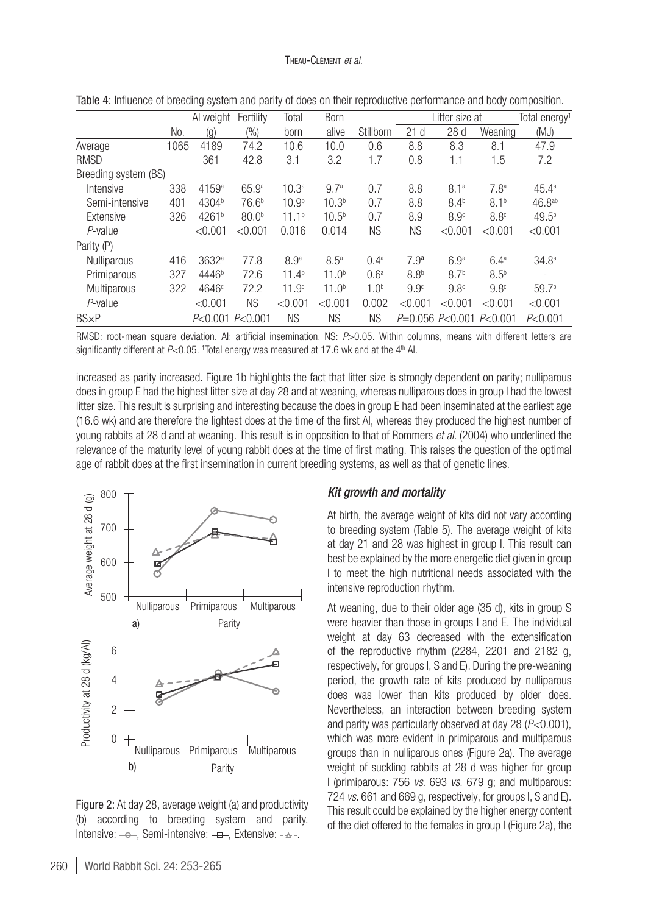Table 4: Influence of breeding system and parity of does on their reproductive performance and body composition.

| | No. | AI weight (g) | Fertility (%) | Total born | Born alive | Stillborn | Litter size at 21 d | Litter size at 28 d | Litter size at Weaning | Total energy[1] (MJ) |
|---|---|---|---|---|---|---|---|---|---|---|
| Average | 1065 | 4189 | 74.2 | 10.6 | 10.0 | 0.6 | 8.8 | 8.3 | 8.1 | 47.9 |
| RMSD | | 361 | 42.8 | 3.1 | 3.2 | 1.7 | 0.8 | 1.1 | 1.5 | 7.2 |
| Breeding system (BS) | | | | | | | | | | |
| Intensive | 338 | 4159[a] | 65.9[a] | 10.3[a] | 9.7[a] | 0.7 | 8.8 | 8.1[a] | 7.8[a] | 45.4[a] |
| Semi-intensive | 401 | 4304[b] | 76.6[b] | 10.9[b] | 10.3[b] | 0.7 | 8.8 | 8.4[b] | 8.1[b] | 46.8[ab] |
| Extensive | 326 | 4261[b] | 80.0[b] | 11.1[b] | 10.5[b] | 0.7 | 8.9 | 8.9[c] | 8.8[c] | 49.5[b] |
| *P*-value | | <0.001 | <0.001 | 0.016 | 0.014 | NS | NS | <0.001 | <0.001 | <0.001 |
| Parity (P) | | | | | | | | | | |
| Nulliparous | 416 | 3632[a] | 77.8 | 8.9[a] | 8.5[a] | 0.4[a] | 7.9[a] | 6.9[a] | 6.4[a] | 34.8[a] |
| Primiparous | 327 | 4446[b] | 72.6 | 11.4[b] | 11.0[b] | 0.6[a] | 8.8[b] | 8.7[b] | 8.5[b] | 59.7[b] |
| Multiparous | 322 | 4646[c] | 72.2 | 11.9[c] | 11.0[b] | 1.0[b] | 9.9[c] | 9.8[c] | 9.8[c] | - |
| *P*-value | | <0.001 | NS | <0.001 | <0.001 | 0.002 | <0.001 | <0.001 | <0.001 | <0.001 |
| BS×P | | *P*<0.001 | *P*<0.001 | NS | NS | NS | *P*=0.056 | *P*<0.001 | *P*<0.001 | *P*<0.001 |

RMSD: root-mean square deviation. AI: artificial insemination. NS: $P>0.05$. Within columns, means with different letters are significantly different at $P<0.05$. [1]Total energy was measured at 17.6 wk and at the 4[th] AI.

increased as parity increased. Figure 1b highlights the fact that litter size is strongly dependent on parity; nulliparous does in group E had the highest litter size at day 28 and at weaning, whereas nulliparous does in group I had the lowest litter size. This result is surprising and interesting because the does in group E had been inseminated at the earliest age (16.6 wk) and are therefore the lightest does at the time of the first AI, whereas they produced the highest number of young rabbits at 28 d and at weaning. This result is in opposition to that of Rommers *et al.* (2004) who underlined the relevance of the maturity level of young rabbit does at the time of first mating. This raises the question of the optimal age of rabbit does at the first insemination in current breeding systems, as well as that of genetic lines.

Figure 2: At day 28, average weight (a) and productivity (b) according to breeding system and parity. Intensive: –○–, Semi-intensive: –□–, Extensive: - -△- -.

### *Kit growth and mortality*

At birth, the average weight of kits did not vary according to breeding system (Table 5). The average weight of kits at day 21 and 28 was highest in group I. This result can best be explained by the more energetic diet given in group I to meet the high nutritional needs associated with the intensive reproduction rhythm.

At weaning, due to their older age (35 d), kits in group S were heavier than those in groups I and E. The individual weight at day 63 decreased with the extensification of the reproductive rhythm (2284, 2201 and 2182 g, respectively, for groups I, S and E). During the pre-weaning period, the growth rate of kits produced by nulliparous does was lower than kits produced by older does. Nevertheless, an interaction between breeding system and parity was particularly observed at day 28 ($P<0.001$), which was more evident in primiparous and multiparous groups than in nulliparous ones (Figure 2a). The average weight of suckling rabbits at 28 d was higher for group I (primiparous: 756 *vs.* 693 *vs.* 679 g; and multiparous: 724 *vs.* 661 and 669 g, respectively, for groups I, S and E). This result could be explained by the higher energy content of the diet offered to the females in group I (Figure 2a), the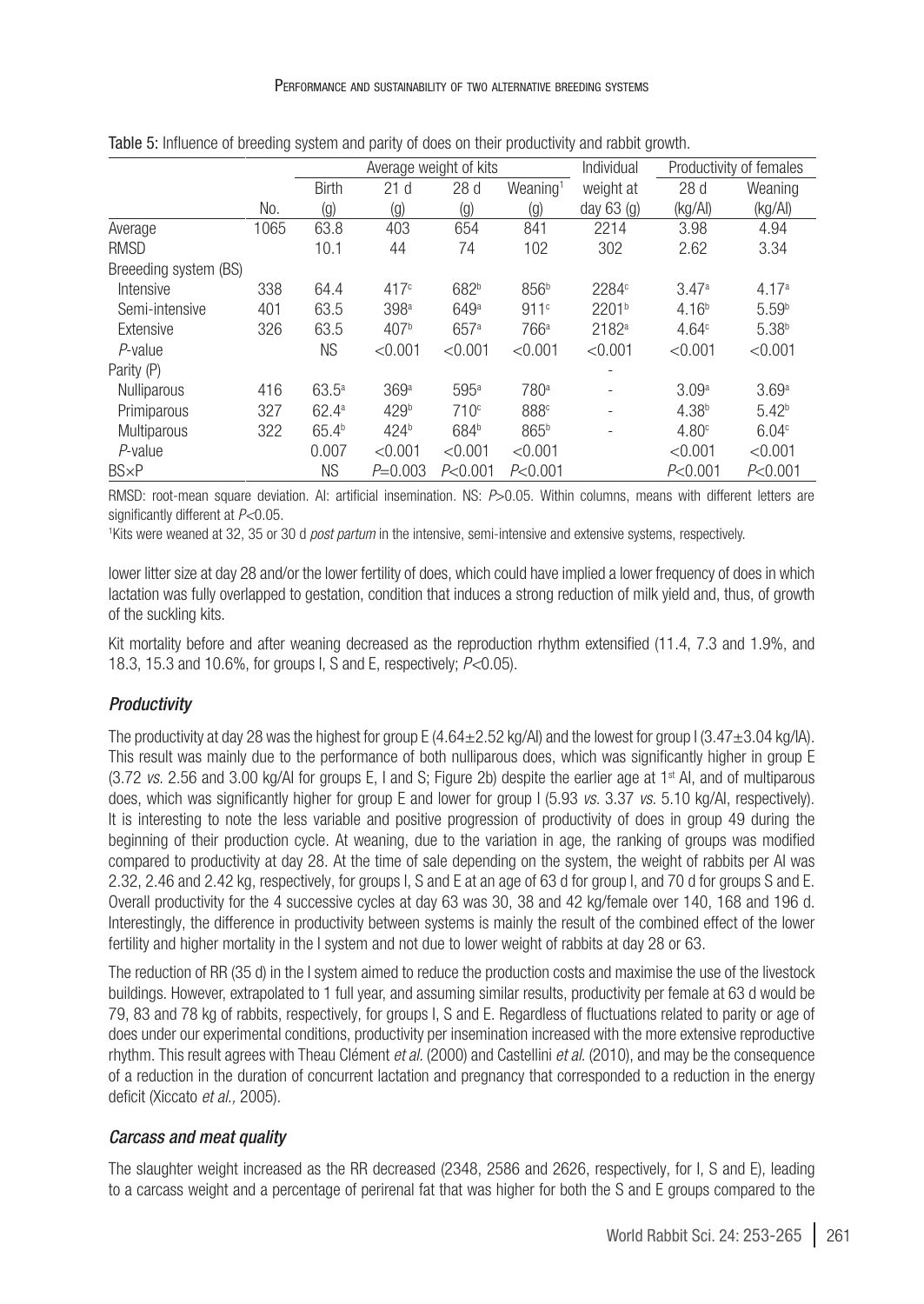Table 5: Influence of breeding system and parity of does on their productivity and rabbit growth.

| | | Average weight of kits | | | | Individual | Productivity of females | |
|---|---|---|---|---|---|---|---|---|
| | No. | Birth (g) | 21 d (g) | 28 d (g) | Weaning[1] (g) | weight at day 63 (g) | 28 d (kg/AI) | Weaning (kg/AI) |
| Average | 1065 | 63.8 | 403 | 654 | 841 | 2214 | 3.98 | 4.94 |
| RMSD | | 10.1 | 44 | 74 | 102 | 302 | 2.62 | 3.34 |
| Breeeding system (BS) | | | | | | | | |
| Intensive | 338 | 64.4 | 417[c] | 682[b] | 856[b] | 2284[c] | 3.47[a] | 4.17[a] |
| Semi-intensive | 401 | 63.5 | 398[a] | 649[a] | 911[c] | 2201[b] | 4.16[b] | 5.59[b] |
| Extensive | 326 | 63.5 | 407[b] | 657[a] | 766[a] | 2182[a] | 4.64[c] | 5.38[b] |
| *P*-value | | NS | <0.001 | <0.001 | <0.001 | <0.001 | <0.001 | <0.001 |
| Parity (P) | | | | | | - | | |
| Nulliparous | 416 | 63.5[a] | 369[a] | 595[a] | 780[a] | - | 3.09[a] | 3.69[a] |
| Primiparous | 327 | 62.4[a] | 429[b] | 710[c] | 888[c] | - | 4.38[b] | 5.42[b] |
| Multiparous | 322 | 65.4[b] | 424[b] | 684[b] | 865[b] | - | 4.80[c] | 6.04[c] |
| *P*-value | | 0.007 | <0.001 | <0.001 | <0.001 | | <0.001 | <0.001 |
| BS×P | | NS | *P*=0.003 | *P*<0.001 | *P*<0.001 | | *P*<0.001 | *P*<0.001 |

RMSD: root-mean square deviation. AI: artificial insemination. NS: $P>0.05$. Within columns, means with different letters are significantly different at $P<0.05$.

[1]Kits were weaned at 32, 35 or 30 d *post partum* in the intensive, semi-intensive and extensive systems, respectively.

lower litter size at day 28 and/or the lower fertility of does, which could have implied a lower frequency of does in which lactation was fully overlapped to gestation, condition that induces a strong reduction of milk yield and, thus, of growth of the suckling kits.

Kit mortality before and after weaning decreased as the reproduction rhythm extensified (11.4, 7.3 and 1.9%, and 18.3, 15.3 and 10.6%, for groups I, S and E, respectively; $P<0.05$).

### *Productivity*

The productivity at day 28 was the highest for group E (4.64±2.52 kg/AI) and the lowest for group I (3.47±3.04 kg/IA). This result was mainly due to the performance of both nulliparous does, which was significantly higher in group E (3.72 *vs.* 2.56 and 3.00 kg/AI for groups E, I and S; Figure 2b) despite the earlier age at 1[st] AI, and of multiparous does, which was significantly higher for group E and lower for group I (5.93 *vs.* 3.37 *vs.* 5.10 kg/AI, respectively). It is interesting to note the less variable and positive progression of productivity of does in group 49 during the beginning of their production cycle. At weaning, due to the variation in age, the ranking of groups was modified compared to productivity at day 28. At the time of sale depending on the system, the weight of rabbits per AI was 2.32, 2.46 and 2.42 kg, respectively, for groups I, S and E at an age of 63 d for group I, and 70 d for groups S and E. Overall productivity for the 4 successive cycles at day 63 was 30, 38 and 42 kg/female over 140, 168 and 196 d. Interestingly, the difference in productivity between systems is mainly the result of the combined effect of the lower fertility and higher mortality in the I system and not due to lower weight of rabbits at day 28 or 63.

The reduction of RR (35 d) in the I system aimed to reduce the production costs and maximise the use of the livestock buildings. However, extrapolated to 1 full year, and assuming similar results, productivity per female at 63 d would be 79, 83 and 78 kg of rabbits, respectively, for groups I, S and E. Regardless of fluctuations related to parity or age of does under our experimental conditions, productivity per insemination increased with the more extensive reproductive rhythm. This result agrees with Theau Clément *et al.* (2000) and Castellini *et al.* (2010), and may be the consequence of a reduction in the duration of concurrent lactation and pregnancy that corresponded to a reduction in the energy deficit (Xiccato *et al.,* 2005).

### *Carcass and meat quality*

The slaughter weight increased as the RR decreased (2348, 2586 and 2626, respectively, for I, S and E), leading to a carcass weight and a percentage of perirenal fat that was higher for both the S and E groups compared to the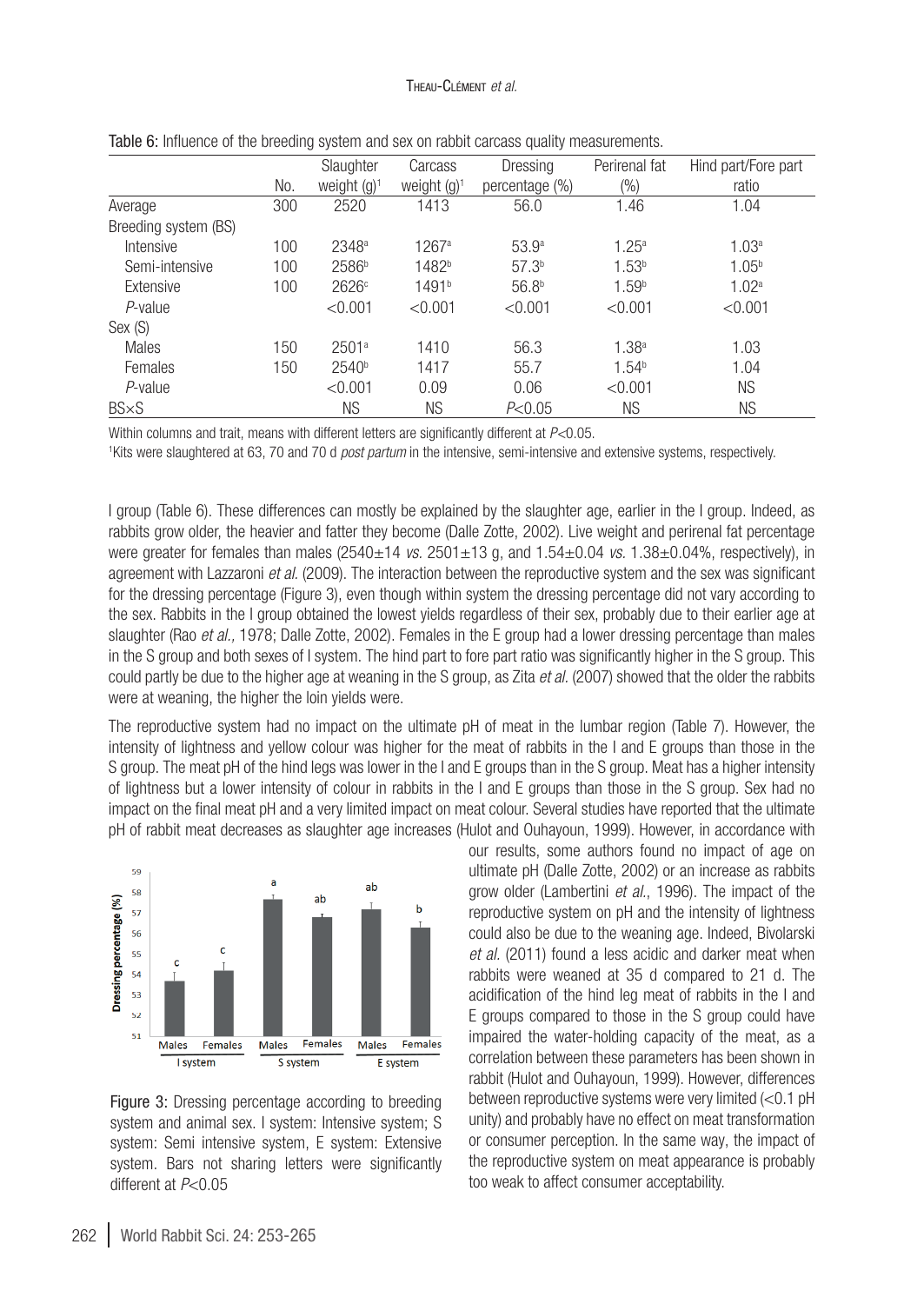Table 6: Influence of the breeding system and sex on rabbit carcass quality measurements.

| | No. | Slaughter weight (g)[1] | Carcass weight (g)[1] | Dressing percentage (%) | Perirenal fat (%) | Hind part/Fore part ratio |
|---|---|---|---|---|---|---|
| Average | 300 | 2520 | 1413 | 56.0 | 1.46 | 1.04 |
| Breeding system (BS) | | | | | | |
| Intensive | 100 | 2348[a] | 1267[a] | 53.9[a] | 1.25[a] | 1.03[a] |
| Semi-intensive | 100 | 2586[b] | 1482[b] | 57.3[b] | 1.53[b] | 1.05[b] |
| Extensive | 100 | 2626[c] | 1491[b] | 56.8[b] | 1.59[b] | 1.02[a] |
| *P*-value | | <0.001 | <0.001 | <0.001 | <0.001 | <0.001 |
| Sex (S) | | | | | | |
| Males | 150 | 2501[a] | 1410 | 56.3 | 1.38[a] | 1.03 |
| Females | 150 | 2540[b] | 1417 | 55.7 | 1.54[b] | 1.04 |
| *P*-value | | <0.001 | 0.09 | 0.06 | <0.001 | NS |
| BS×S | | NS | NS | $P<0.05$ | NS | NS |

Within columns and trait, means with different letters are significantly different at $P<0.05$.
[1]Kits were slaughtered at 63, 70 and 70 d *post partum* in the intensive, semi-intensive and extensive systems, respectively.

I group (Table 6). These differences can mostly be explained by the slaughter age, earlier in the I group. Indeed, as rabbits grow older, the heavier and fatter they become (Dalle Zotte, 2002). Live weight and perirenal fat percentage were greater for females than males (2540±14 *vs.* 2501±13 g, and 1.54±0.04 *vs.* 1.38±0.04%, respectively), in agreement with Lazzaroni *et al.* (2009). The interaction between the reproductive system and the sex was significant for the dressing percentage (Figure 3), even though within system the dressing percentage did not vary according to the sex. Rabbits in the I group obtained the lowest yields regardless of their sex, probably due to their earlier age at slaughter (Rao *et al.,* 1978; Dalle Zotte, 2002). Females in the E group had a lower dressing percentage than males in the S group and both sexes of I system. The hind part to fore part ratio was significantly higher in the S group. This could partly be due to the higher age at weaning in the S group, as Zita *et al.* (2007) showed that the older the rabbits were at weaning, the higher the loin yields were.

The reproductive system had no impact on the ultimate pH of meat in the lumbar region (Table 7). However, the intensity of lightness and yellow colour was higher for the meat of rabbits in the I and E groups than those in the S group. The meat pH of the hind legs was lower in the I and E groups than in the S group. Meat has a higher intensity of lightness but a lower intensity of colour in rabbits in the I and E groups than those in the S group. Sex had no impact on the final meat pH and a very limited impact on meat colour. Several studies have reported that the ultimate pH of rabbit meat decreases as slaughter age increases (Hulot and Ouhayoun, 1999). However, in accordance with our results, some authors found no impact of age on ultimate pH (Dalle Zotte, 2002) or an increase as rabbits grow older (Lambertini *et al.*, 1996). The impact of the reproductive system on pH and the intensity of lightness could also be due to the weaning age. Indeed, Bivolarski *et al.* (2011) found a less acidic and darker meat when rabbits were weaned at 35 d compared to 21 d. The acidification of the hind leg meat of rabbits in the I and E groups compared to those in the S group could have impaired the water-holding capacity of the meat, as a correlation between these parameters has been shown in rabbit (Hulot and Ouhayoun, 1999). However, differences between reproductive systems were very limited (<0.1 pH unity) and probably have no effect on meat transformation or consumer perception. In the same way, the impact of the reproductive system on meat appearance is probably too weak to affect consumer acceptability.

Figure 3: Dressing percentage according to breeding system and animal sex. I system: Intensive system; S system: Semi intensive system, E system: Extensive system. Bars not sharing letters were significantly different at $P<0.05$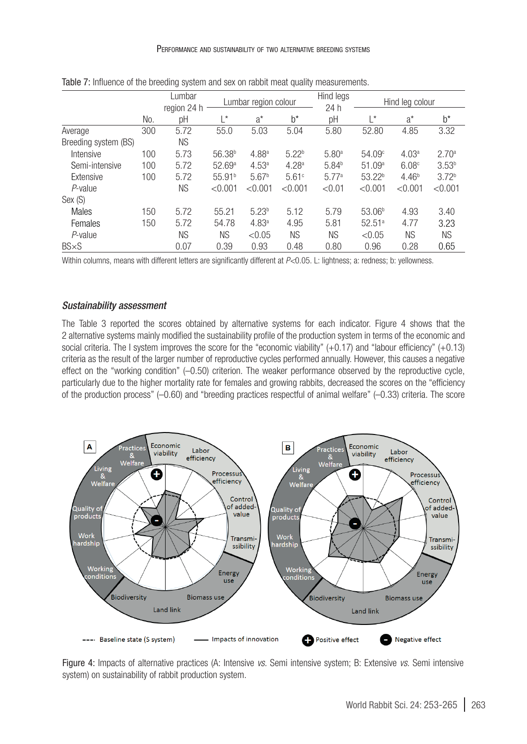Table 7: Influence of the breeding system and sex on rabbit meat quality measurements.

| | No. | Lumbar region 24 h | Lumbar region colour | | | Hind legs 24 h | Hind leg colour | | |
|---|---|---|---|---|---|---|---|---|---|
| | | pH | L* | a* | b* | pH | L* | a* | b* |
| Average | 300 | 5.72 | 55.0 | 5.03 | 5.04 | 5.80 | 52.80 | 4.85 | 3.32 |
| Breeding system (BS) | | NS | | | | | | | |
| Intensive | 100 | 5.73 | 56.38[b] | 4.88[a] | 5.22[b] | 5.80[a] | 54.09[c] | 4.03[a] | 2.70[a] |
| Semi-intensive | 100 | 5.72 | 52.69[a] | 4.53[a] | 4.28[a] | 5.84[b] | 51.09[a] | 6.08[c] | 3.53[b] |
| Extensive | 100 | 5.72 | 55.91[b] | 5.67[b] | 5.61[c] | 5.77[a] | 53.22[b] | 4.46[b] | 3.72[b] |
| *P*-value | | NS | <0.001 | <0.001 | <0.001 | <0.01 | <0.001 | <0.001 | <0.001 |
| Sex (S) | | | | | | | | | |
| Males | 150 | 5.72 | 55.21 | 5.23[b] | 5.12 | 5.79 | 53.06[b] | 4.93 | 3.40 |
| Females | 150 | 5.72 | 54.78 | 4.83[a] | 4.95 | 5.81 | 52.51[a] | 4.77 | 3.23 |
| *P*-value | | NS | NS | <0.05 | NS | NS | <0.05 | NS | NS |
| BS×S | | 0.07 | 0.39 | 0.93 | 0.48 | 0.80 | 0.96 | 0.28 | 0.65 |

Within columns, means with different letters are significantly different at $P<0.05$. L: lightness; a: redness; b: yellowness.

### *Sustainability assessment*

The Table 3 reported the scores obtained by alternative systems for each indicator. Figure 4 shows that the 2 alternative systems mainly modified the sustainability profile of the production system in terms of the economic and social criteria. The I system improves the score for the "economic viability" (+0.17) and "labour efficiency" (+0.13) criteria as the result of the larger number of reproductive cycles performed annually. However, this causes a negative effect on the "working condition" (–0.50) criterion. The weaker performance observed by the reproductive cycle, particularly due to the higher mortality rate for females and growing rabbits, decreased the scores on the "efficiency of the production process" (–0.60) and "breeding practices respectful of animal welfare" (–0.33) criteria. The score

Figure 4: Impacts of alternative practices (A: Intensive *vs.* Semi intensive system; B: Extensive *vs.* Semi intensive system) on sustainability of rabbit production system.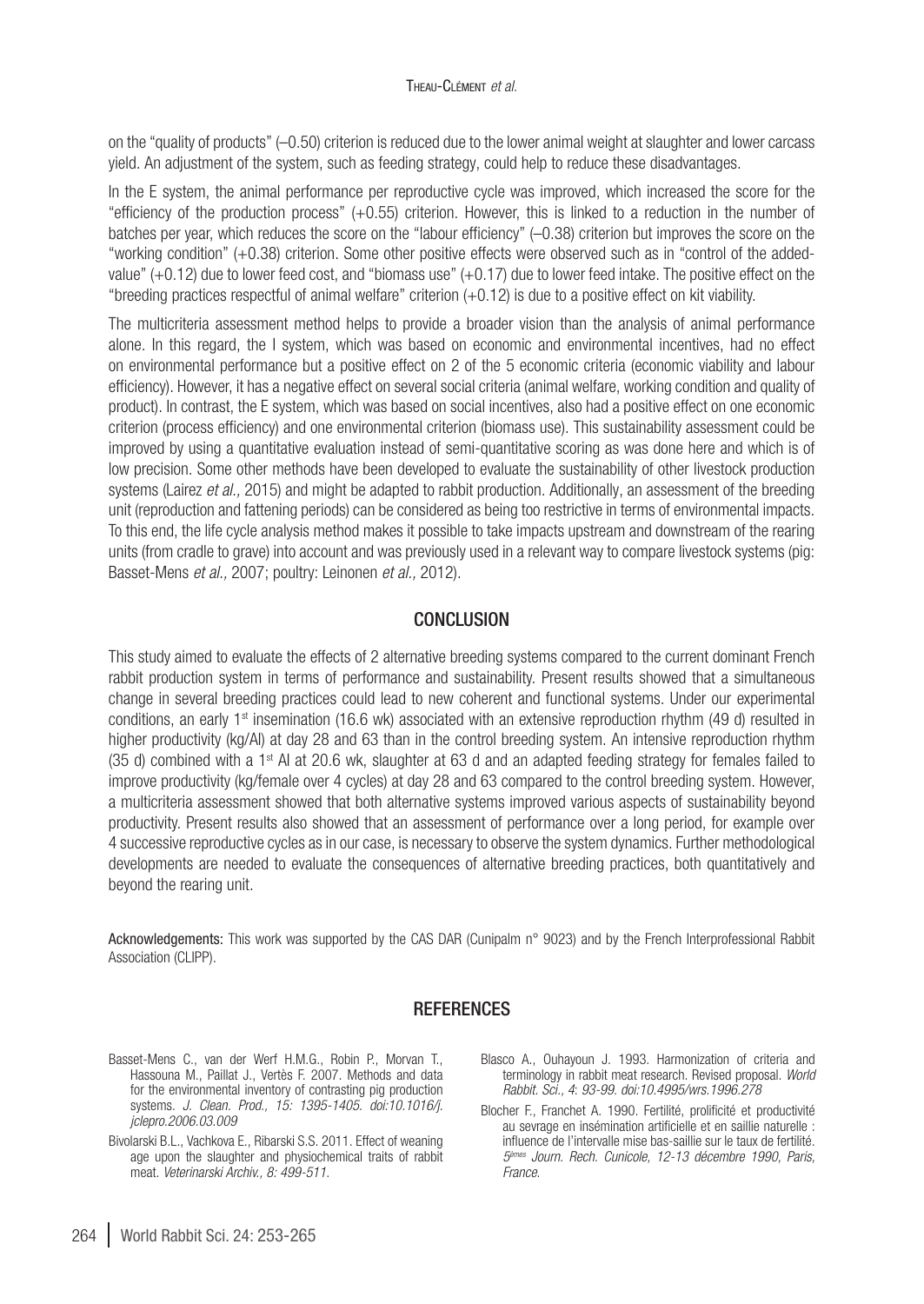on the "quality of products" (–0.50) criterion is reduced due to the lower animal weight at slaughter and lower carcass yield. An adjustment of the system, such as feeding strategy, could help to reduce these disadvantages.

In the E system, the animal performance per reproductive cycle was improved, which increased the score for the "efficiency of the production process" (+0.55) criterion. However, this is linked to a reduction in the number of batches per year, which reduces the score on the "labour efficiency" (–0.38) criterion but improves the score on the "working condition" (+0.38) criterion. Some other positive effects were observed such as in "control of the added-value" (+0.12) due to lower feed cost, and "biomass use" (+0.17) due to lower feed intake. The positive effect on the "breeding practices respectful of animal welfare" criterion (+0.12) is due to a positive effect on kit viability.

The multicriteria assessment method helps to provide a broader vision than the analysis of animal performance alone. In this regard, the I system, which was based on economic and environmental incentives, had no effect on environmental performance but a positive effect on 2 of the 5 economic criteria (economic viability and labour efficiency). However, it has a negative effect on several social criteria (animal welfare, working condition and quality of product). In contrast, the E system, which was based on social incentives, also had a positive effect on one economic criterion (process efficiency) and one environmental criterion (biomass use). This sustainability assessment could be improved by using a quantitative evaluation instead of semi-quantitative scoring as was done here and which is of low precision. Some other methods have been developed to evaluate the sustainability of other livestock production systems (Lairez *et al.,* 2015) and might be adapted to rabbit production. Additionally, an assessment of the breeding unit (reproduction and fattening periods) can be considered as being too restrictive in terms of environmental impacts. To this end, the life cycle analysis method makes it possible to take impacts upstream and downstream of the rearing units (from cradle to grave) into account and was previously used in a relevant way to compare livestock systems (pig: Basset-Mens *et al.,* 2007; poultry: Leinonen *et al.,* 2012).

## CONCLUSION

This study aimed to evaluate the effects of 2 alternative breeding systems compared to the current dominant French rabbit production system in terms of performance and sustainability. Present results showed that a simultaneous change in several breeding practices could lead to new coherent and functional systems. Under our experimental conditions, an early 1st insemination (16.6 wk) associated with an extensive reproduction rhythm (49 d) resulted in higher productivity (kg/AI) at day 28 and 63 than in the control breeding system. An intensive reproduction rhythm (35 d) combined with a 1st AI at 20.6 wk, slaughter at 63 d and an adapted feeding strategy for females failed to improve productivity (kg/female over 4 cycles) at day 28 and 63 compared to the control breeding system. However, a multicriteria assessment showed that both alternative systems improved various aspects of sustainability beyond productivity. Present results also showed that an assessment of performance over a long period, for example over 4 successive reproductive cycles as in our case, is necessary to observe the system dynamics. Further methodological developments are needed to evaluate the consequences of alternative breeding practices, both quantitatively and beyond the rearing unit.

**Acknowledgements:** This work was supported by the CAS DAR (Cunipalm n° 9023) and by the French Interprofessional Rabbit Association (CLIPP).

## REFERENCES

Basset-Mens C., van der Werf H.M.G., Robin P., Morvan T., Hassouna M., Paillat J., Vertès F. 2007. Methods and data for the environmental inventory of contrasting pig production systems. *J. Clean. Prod., 15: 1395-1405. doi:10.1016/j.jclepro.2006.03.009*

Bivolarski B.L., Vachkova E., Ribarski S.S. 2011. Effect of weaning age upon the slaughter and physiochemical traits of rabbit meat. *Veterinarski Archiv., 8: 499-511.*

Blasco A., Ouhayoun J. 1993. Harmonization of criteria and terminology in rabbit meat research. Revised proposal. *World Rabbit. Sci., 4: 93-99. doi:10.4995/wrs.1996.278*

Blocher F., Franchet A. 1990. Fertilité, prolificité et productivité au sevrage en insémination artificielle et en saillie naturelle : influence de l'intervalle mise bas-saillie sur le taux de fertilité. *5èmes Journ. Rech. Cunicole, 12-13 décembre 1990, Paris, France.*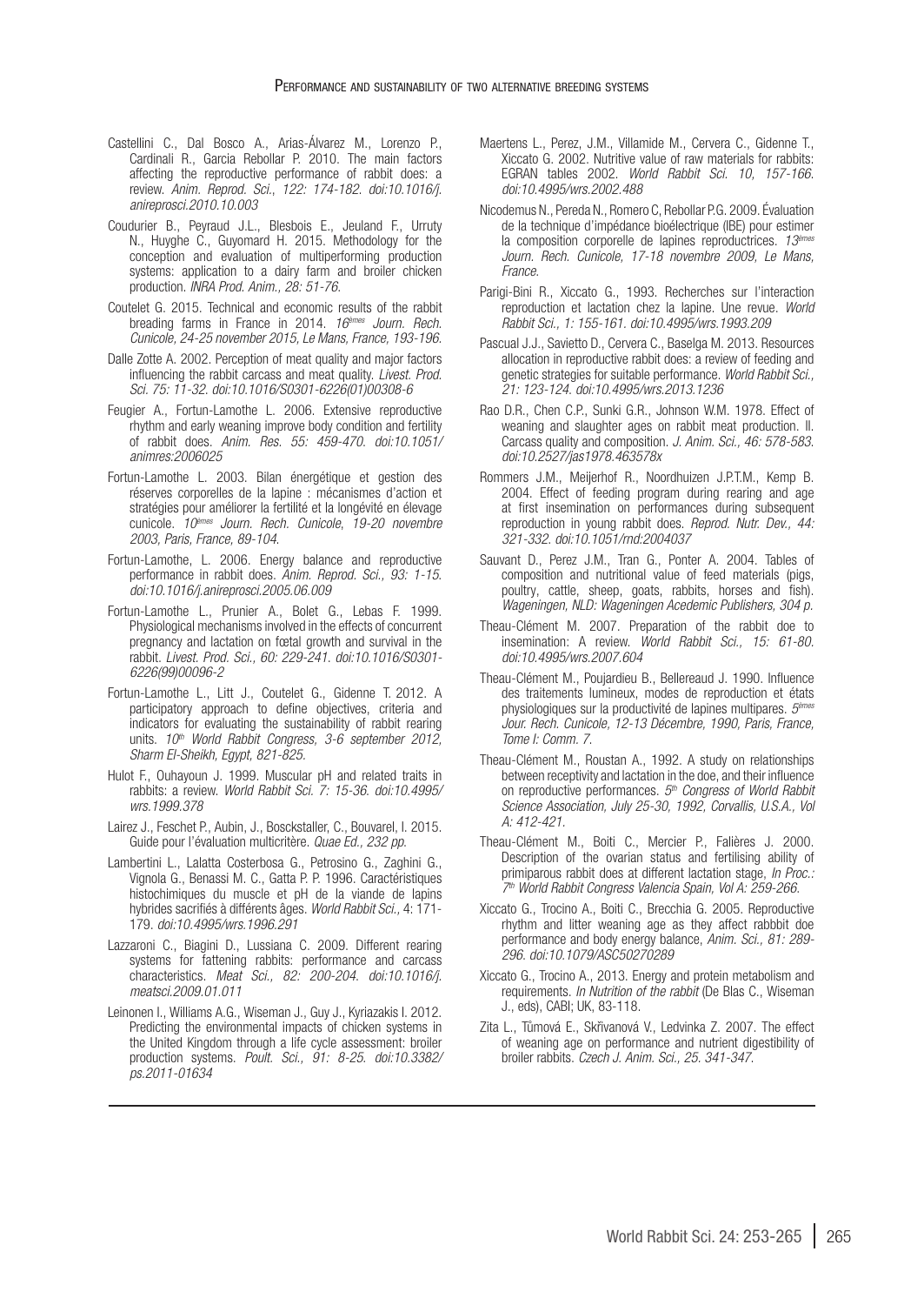Castellini C., Dal Bosco A., Arias-Álvarez M., Lorenzo P., Cardinali R., Garcia Rebollar P. 2010. The main factors affecting the reproductive performance of rabbit does: a review. *Anim. Reprod. Sci., 122: 174-182. doi:10.1016/j.anireprosci.2010.10.003*

Coudurier B., Peyraud J.L., Blesbois E., Jeuland F., Urruty N., Huyghe C., Guyomard H. 2015. Methodology for the conception and evaluation of multiperforming production systems: application to a dairy farm and broiler chicken production. *INRA Prod. Anim., 28: 51-76.*

Coutelet G. 2015. Technical and economic results of the rabbit breading farms in France in 2014. *16èmes Journ. Rech. Cunicole, 24-25 november 2015, Le Mans, France, 193-196.*

Dalle Zotte A. 2002. Perception of meat quality and major factors influencing the rabbit carcass and meat quality. *Livest. Prod. Sci. 75: 11-32. doi:10.1016/S0301-6226(01)00308-6*

Feugier A., Fortun-Lamothe L. 2006. Extensive reproductive rhythm and early weaning improve body condition and fertility of rabbit does. *Anim. Res. 55: 459-470. doi:10.1051/animres:2006025*

Fortun-Lamothe L. 2003. Bilan énergétique et gestion des réserves corporelles de la lapine : mécanismes d'action et stratégies pour améliorer la fertilité et la longévité en élevage cunicole. *10èmes Journ. Rech. Cunicole, 19-20 novembre 2003, Paris, France, 89-104.*

Fortun-Lamothe, L. 2006. Energy balance and reproductive performance in rabbit does. *Anim. Reprod. Sci., 93: 1-15. doi:10.1016/j.anireprosci.2005.06.009*

Fortun-Lamothe L., Prunier A., Bolet G., Lebas F. 1999. Physiological mechanisms involved in the effects of concurrent pregnancy and lactation on fœtal growth and survival in the rabbit. *Livest. Prod. Sci., 60: 229-241. doi:10.1016/S0301-6226(99)00096-2*

Fortun-Lamothe L., Litt J., Coutelet G., Gidenne T. 2012. A participatory approach to define objectives, criteria and indicators for evaluating the sustainability of rabbit rearing units. *10th World Rabbit Congress, 3-6 september 2012, Sharm El-Sheikh, Egypt, 821-825.*

Hulot F., Ouhayoun J. 1999. Muscular pH and related traits in rabbits: a review. *World Rabbit Sci. 7: 15-36. doi:10.4995/wrs.1999.378*

Lairez J., Feschet P., Aubin, J., Bosckstaller, C., Bouvarel, I. 2015. Guide pour l'évaluation multicritère. *Quae Ed., 232 pp.*

Lambertini L., Lalatta Costerbosa G., Petrosino G., Zaghini G., Vignola G., Benassi M. C., Gatta P. P. 1996. Caractéristiques histochimiques du muscle et pH de la viande de lapins hybrides sacrifiés à différents âges. *World Rabbit Sci.,* 4: 171-179. *doi:10.4995/wrs.1996.291*

Lazzaroni C., Biagini D., Lussiana C. 2009. Different rearing systems for fattening rabbits: performance and carcass characteristics. *Meat Sci., 82: 200-204. doi:10.1016/j.meatsci.2009.01.011*

Leinonen I., Williams A.G., Wiseman J., Guy J., Kyriazakis I. 2012. Predicting the environmental impacts of chicken systems in the United Kingdom through a life cycle assessment: broiler production systems. *Poult. Sci., 91: 8-25. doi:10.3382/ps.2011-01634*

Maertens L., Perez, J.M., Villamide M., Cervera C., Gidenne T., Xiccato G. 2002. Nutritive value of raw materials for rabbits: EGRAN tables 2002. *World Rabbit Sci. 10, 157-166. doi:10.4995/wrs.2002.488*

Nicodemus N., Pereda N., Romero C, Rebollar P.G. 2009. Évaluation de la technique d'impédance bioélectrique (IBE) pour estimer la composition corporelle de lapines reproductrices. *13èmes Journ. Rech. Cunicole, 17-18 novembre 2009, Le Mans, France.*

Parigi-Bini R., Xiccato G., 1993. Recherches sur l'interaction reproduction et lactation chez la lapine. Une revue. *World Rabbit Sci., 1: 155-161. doi:10.4995/wrs.1993.209*

Pascual J.J., Savietto D., Cervera C., Baselga M. 2013. Resources allocation in reproductive rabbit does: a review of feeding and genetic strategies for suitable performance. *World Rabbit Sci., 21: 123-124. doi:10.4995/wrs.2013.1236*

Rao D.R., Chen C.P., Sunki G.R., Johnson W.M. 1978. Effect of weaning and slaughter ages on rabbit meat production. II. Carcass quality and composition. *J. Anim. Sci., 46: 578-583. doi:10.2527/jas1978.463578x*

Rommers J.M., Meijerhof R., Noordhuizen J.P.T.M., Kemp B. 2004. Effect of feeding program during rearing and age at first insemination on performances during subsequent reproduction in young rabbit does. *Reprod. Nutr. Dev., 44: 321-332. doi:10.1051/rnd:2004037*

Sauvant D., Perez J.M., Tran G., Ponter A. 2004. Tables of composition and nutritional value of feed materials (pigs, poultry, cattle, sheep, goats, rabbits, horses and fish). *Wageningen, NLD: Wageningen Acedemic Publishers, 304 p.*

Theau-Clément M. 2007. Preparation of the rabbit doe to insemination: A review. *World Rabbit Sci., 15: 61-80. doi:10.4995/wrs.2007.604*

Theau-Clément M., Poujardieu B., Bellereaud J. 1990. Influence des traitements lumineux, modes de reproduction et états physiologiques sur la productivité de lapines multipares. *5èmes Jour. Rech. Cunicole, 12-13 Décembre, 1990, Paris, France, Tome I: Comm. 7.*

Theau-Clément M., Roustan A., 1992. A study on relationships between receptivity and lactation in the doe, and their influence on reproductive performances. *5th Congress of World Rabbit Science Association, July 25-30, 1992, Corvallis, U.S.A., Vol A: 412-421.*

Theau-Clément M., Boiti C., Mercier P., Falières J. 2000. Description of the ovarian status and fertilising ability of primiparous rabbit does at different lactation stage, *In Proc.: 7th World Rabbit Congress Valencia Spain, Vol A: 259-266.*

Xiccato G., Trocino A., Boiti C., Brecchia G. 2005. Reproductive rhythm and litter weaning age as they affect rabbbit doe performance and body energy balance, *Anim. Sci., 81: 289-296. doi:10.1079/ASC50270289*

Xiccato G., Trocino A., 2013. Energy and protein metabolism and requirements. *In Nutrition of the rabbit* (De Blas C., Wiseman J., eds), CABI; UK, 83-118.

Zita L., Tůmová E., Skřivanová V., Ledvinka Z. 2007. The effect of weaning age on performance and nutrient digestibility of broiler rabbits. *Czech J. Anim. Sci., 25. 341-347.*